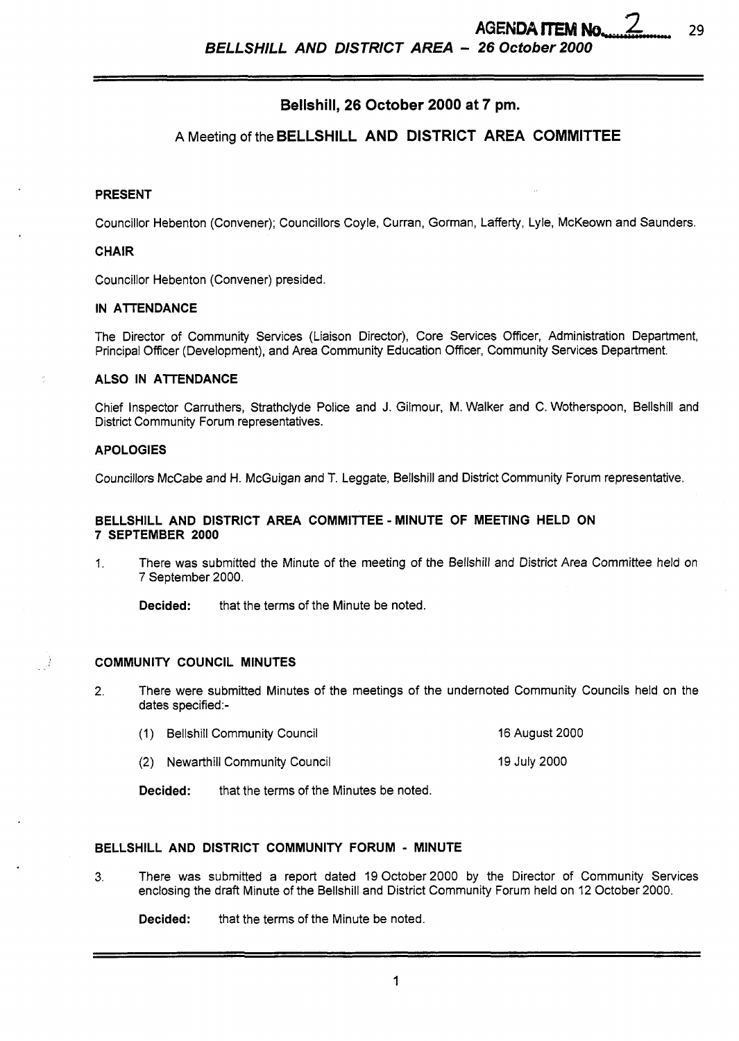# Bellshill, 26 October 2000 at 7 pm.

## A Meeting of the BELLSHILL AND DISTRICT AREA COMMITTEE

### PRESENT

Councillor Hebenton (Convener); Councillors Coyle, Curran, Gorman, Lafferty, Lyle, McKeown and Saunders.

### CHAIR

Councillor Hebenton (Convener) presided.

### IN ATTENDANCE

The Director of Community Services (Liaison Director), Core Services Officer, Administration Department, Principal Officer (Development), and Area Community Education Officer, Community Services Department.

### ALSO IN ATTENDANCE

Chief Inspector Carruthers, Strathclyde Police and J. Gilmour, M. Walker and C. Wotherspoon, Bellshill and District Community Forum representatives.

### APOLOGIES

Councillors McCabe and H. McGuigan and T. Leggate, Bellshill and District Community Forum representative.

### BELLSHILL AND DISTRICT AREA COMMITTEE - MINUTE OF MEETING HELD ON 7 SEPTEMBER 2000

1. There was submitted the Minute of the meeting of the Bellshill and District Area Committee held on 7 September 2000.

   **Decided:** that the terms of the Minute be noted.

### COMMUNITY COUNCIL MINUTES

2. There were submitted Minutes of the meetings of the undernoted Community Councils held on the dates specified:-

   (1) Bellshill Community Council — 16 August 2000

   (2) Newarthill Community Council — 19 July 2000

   **Decided:** that the terms of the Minutes be noted.

### BELLSHILL AND DISTRICT COMMUNITY FORUM - MINUTE

3. There was submitted a report dated 19 October 2000 by the Director of Community Services enclosing the draft Minute of the Bellshill and District Community Forum held on 12 October 2000.

   **Decided:** that the terms of the Minute be noted.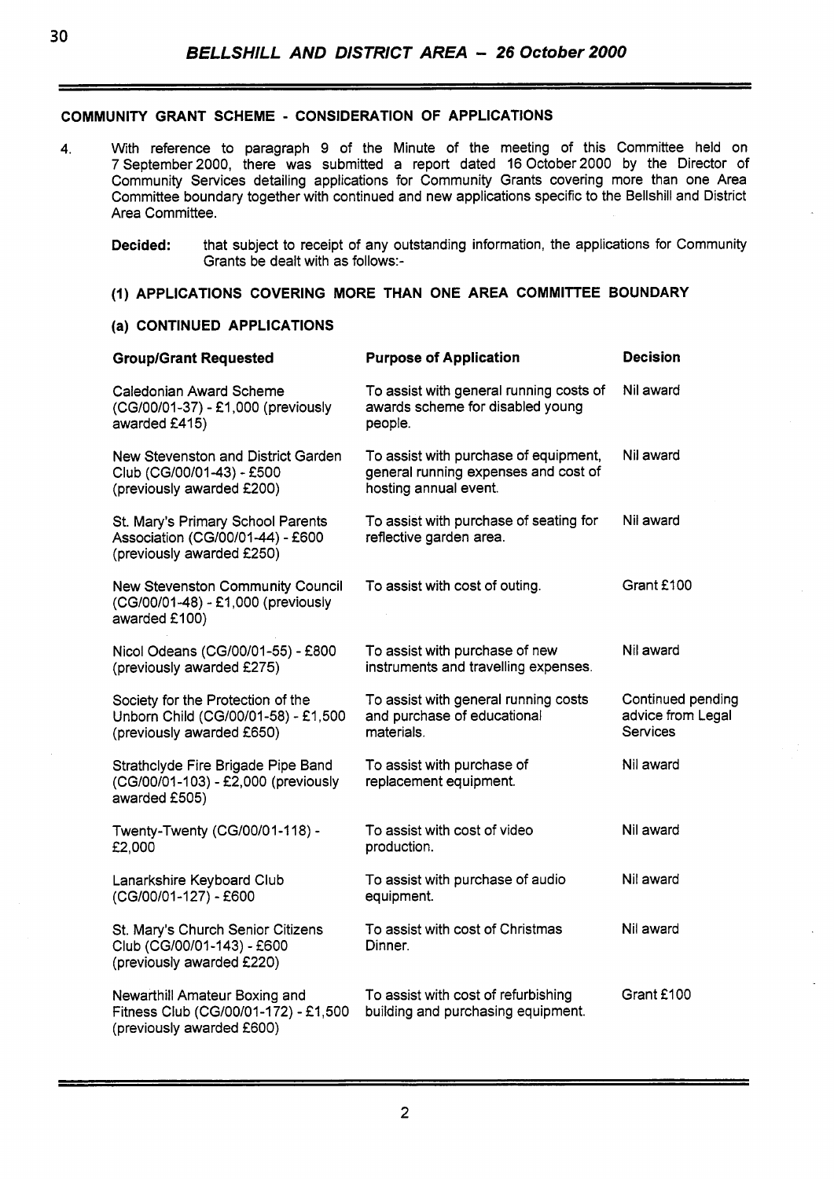## COMMUNITY GRANT SCHEME - CONSIDERATION OF APPLICATIONS

4. With reference to paragraph 9 of the Minute of the meeting of this Committee held on 7 September 2000, there was submitted a report dated 16 October 2000 by the Director of Community Services detailing applications for Community Grants covering more than one Area Committee boundary together with continued and new applications specific to the Bellshill and District Area Committee.

**Decided:** that subject to receipt of any outstanding information, the applications for Community Grants be dealt with as follows:-

### (1) APPLICATIONS COVERING MORE THAN ONE AREA COMMITTEE BOUNDARY

#### (a) CONTINUED APPLICATIONS

| Group/Grant Requested | Purpose of Application | Decision |
|---|---|---|
| Caledonian Award Scheme (CG/00/01-37) - £1,000 (previously awarded £415) | To assist with general running costs of awards scheme for disabled young people. | Nil award |
| New Stevenston and District Garden Club (CG/00/01-43) - £500 (previously awarded £200) | To assist with purchase of equipment, general running expenses and cost of hosting annual event. | Nil award |
| St. Mary's Primary School Parents Association (CG/00/01-44) - £600 (previously awarded £250) | To assist with purchase of seating for reflective garden area. | Nil award |
| New Stevenston Community Council (CG/00/01-48) - £1,000 (previously awarded £100) | To assist with cost of outing. | Grant £100 |
| Nicol Odeans (CG/00/01-55) - £800 (previously awarded £275) | To assist with purchase of new instruments and travelling expenses. | Nil award |
| Society for the Protection of the Unborn Child (CG/00/01-58) - £1,500 (previously awarded £650) | To assist with general running costs and purchase of educational materials. | Continued pending advice from Legal Services |
| Strathclyde Fire Brigade Pipe Band (CG/00/01-103) - £2,000 (previously awarded £505) | To assist with purchase of replacement equipment. | Nil award |
| Twenty-Twenty (CG/00/01-118) - £2,000 | To assist with cost of video production. | Nil award |
| Lanarkshire Keyboard Club (CG/00/01-127) - £600 | To assist with purchase of audio equipment. | Nil award |
| St. Mary's Church Senior Citizens Club (CG/00/01-143) - £600 (previously awarded £220) | To assist with cost of Christmas Dinner. | Nil award |
| Newarthill Amateur Boxing and Fitness Club (CG/00/01-172) - £1,500 (previously awarded £600) | To assist with cost of refurbishing building and purchasing equipment. | Grant £100 |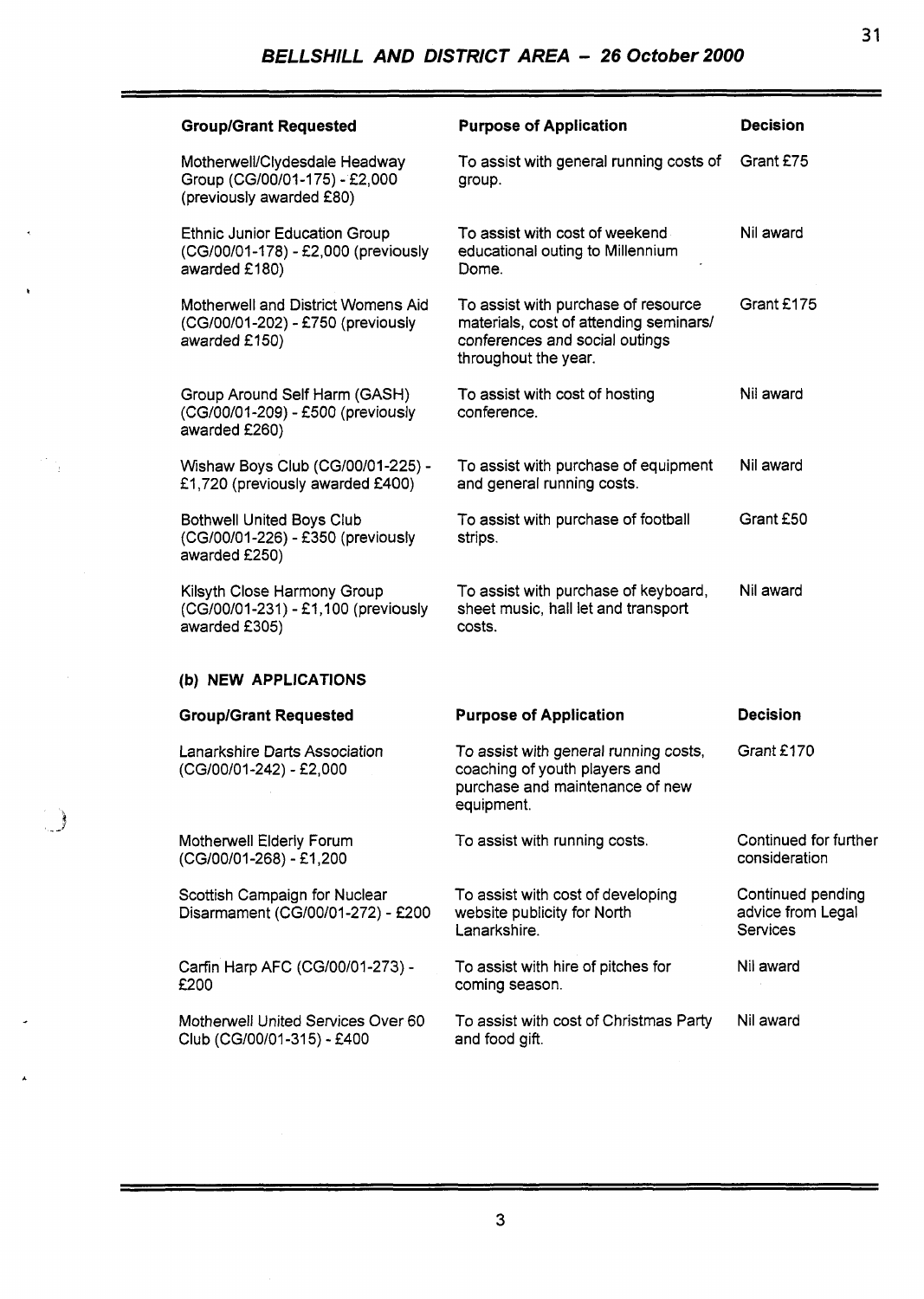| Group/Grant Requested | Purpose of Application | Decision |
|---|---|---|
| Motherwell/Clydesdale Headway Group (CG/00/01-175) - £2,000 (previously awarded £80) | To assist with general running costs of group. | Grant £75 |
| Ethnic Junior Education Group (CG/00/01-178) - £2,000 (previously awarded £180) | To assist with cost of weekend educational outing to Millennium Dome. | Nil award |
| Motherwell and District Womens Aid (CG/00/01-202) - £750 (previously awarded £150) | To assist with purchase of resource materials, cost of attending seminars/ conferences and social outings throughout the year. | Grant £175 |
| Group Around Self Harm (GASH) (CG/00/01-209) - £500 (previously awarded £260) | To assist with cost of hosting conference. | Nil award |
| Wishaw Boys Club (CG/00/01-225) - £1,720 (previously awarded £400) | To assist with purchase of equipment and general running costs. | Nil award |
| Bothwell United Boys Club (CG/00/01-226) - £350 (previously awarded £250) | To assist with purchase of football strips. | Grant £50 |
| Kilsyth Close Harmony Group (CG/00/01-231) - £1,100 (previously awarded £305) | To assist with purchase of keyboard, sheet music, hall let and transport costs. | Nil award |

**(b) NEW APPLICATIONS**

| Group/Grant Requested | Purpose of Application | Decision |
|---|---|---|
| Lanarkshire Darts Association (CG/00/01-242) - £2,000 | To assist with general running costs, coaching of youth players and purchase and maintenance of new equipment. | Grant £170 |
| Motherwell Elderly Forum (CG/00/01-268) - £1,200 | To assist with running costs. | Continued for further consideration |
| Scottish Campaign for Nuclear Disarmament (CG/00/01-272) - £200 | To assist with cost of developing website publicity for North Lanarkshire. | Continued pending advice from Legal Services |
| Carfin Harp AFC (CG/00/01-273) - £200 | To assist with hire of pitches for coming season. | Nil award |
| Motherwell United Services Over 60 Club (CG/00/01-315) - £400 | To assist with cost of Christmas Party and food gift. | Nil award |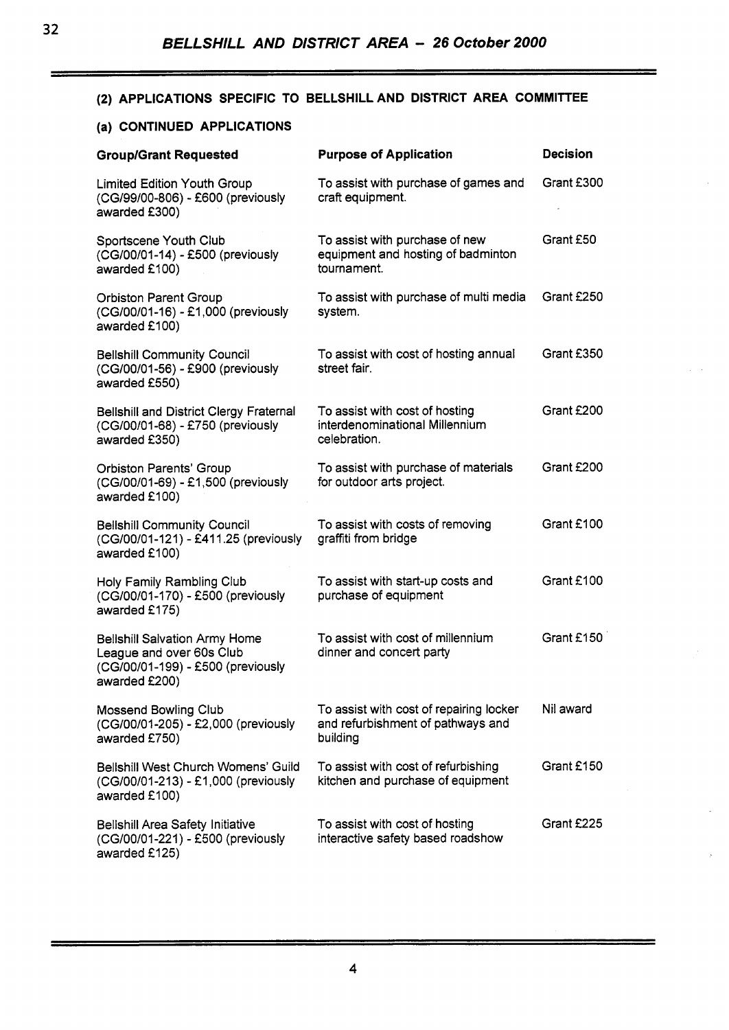## (2) APPLICATIONS SPECIFIC TO BELLSHILL AND DISTRICT AREA COMMITTEE

### (a) CONTINUED APPLICATIONS

| Group/Grant Requested | Purpose of Application | Decision |
|---|---|---|
| Limited Edition Youth Group (CG/99/00-806) - £600 (previously awarded £300) | To assist with purchase of games and craft equipment. | Grant £300 |
| Sportscene Youth Club (CG/00/01-14) - £500 (previously awarded £100) | To assist with purchase of new equipment and hosting of badminton tournament. | Grant £50 |
| Orbiston Parent Group (CG/00/01-16) - £1,000 (previously awarded £100) | To assist with purchase of multi media system. | Grant £250 |
| Bellshill Community Council (CG/00/01-56) - £900 (previously awarded £550) | To assist with cost of hosting annual street fair. | Grant £350 |
| Bellshill and District Clergy Fraternal (CG/00/01-68) - £750 (previously awarded £350) | To assist with cost of hosting interdenominational Millennium celebration. | Grant £200 |
| Orbiston Parents' Group (CG/00/01-69) - £1,500 (previously awarded £100) | To assist with purchase of materials for outdoor arts project. | Grant £200 |
| Bellshill Community Council (CG/00/01-121) - £411.25 (previously awarded £100) | To assist with costs of removing graffiti from bridge | Grant £100 |
| Holy Family Rambling Club (CG/00/01-170) - £500 (previously awarded £175) | To assist with start-up costs and purchase of equipment | Grant £100 |
| Bellshill Salvation Army Home League and over 60s Club (CG/00/01-199) - £500 (previously awarded £200) | To assist with cost of millennium dinner and concert party | Grant £150 |
| Mossend Bowling Club (CG/00/01-205) - £2,000 (previously awarded £750) | To assist with cost of repairing locker and refurbishment of pathways and building | Nil award |
| Bellshill West Church Womens' Guild (CG/00/01-213) - £1,000 (previously awarded £100) | To assist with cost of refurbishing kitchen and purchase of equipment | Grant £150 |
| Bellshill Area Safety Initiative (CG/00/01-221) - £500 (previously awarded £125) | To assist with cost of hosting interactive safety based roadshow | Grant £225 |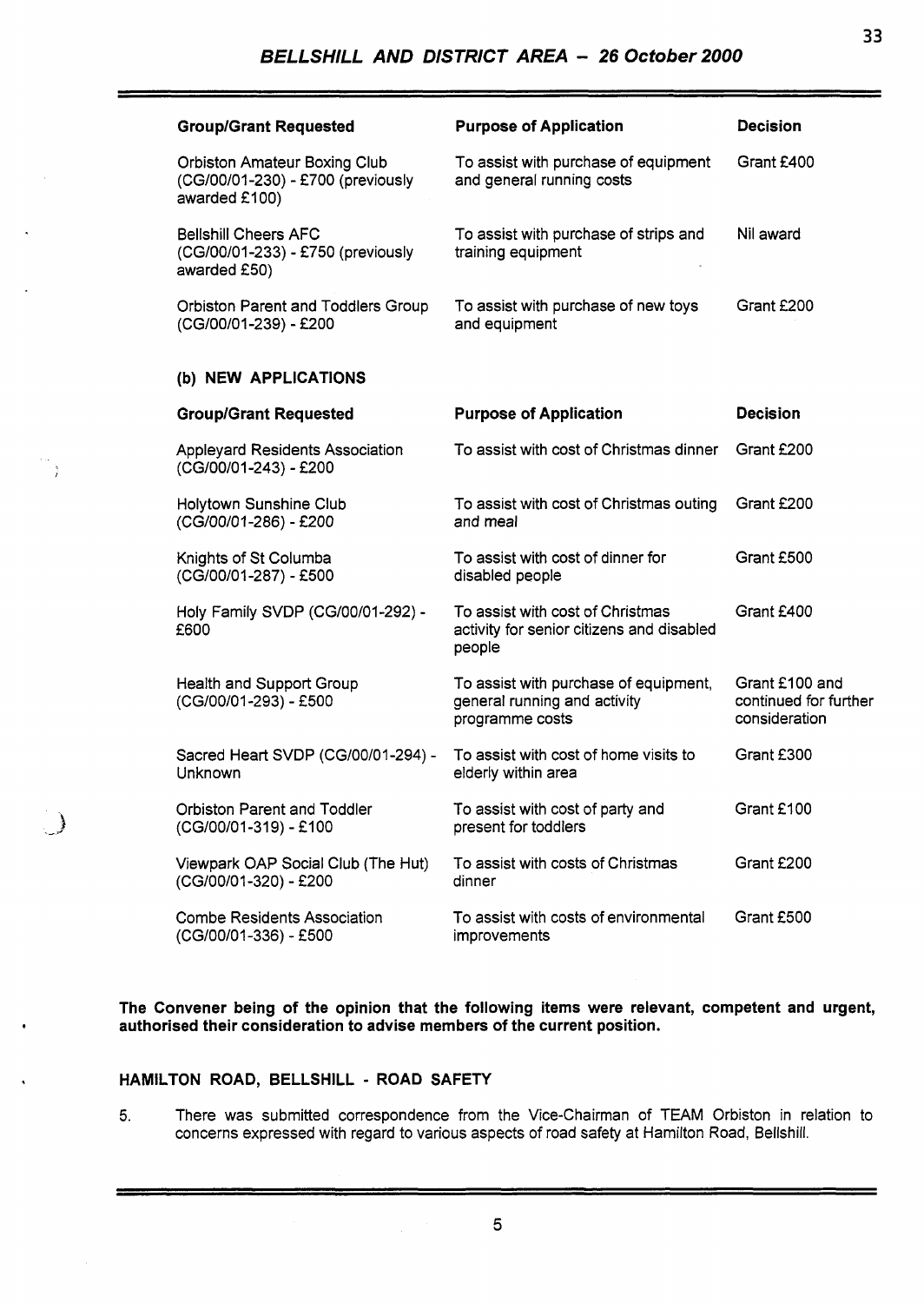| Group/Grant Requested | Purpose of Application | Decision |
|---|---|---|
| Orbiston Amateur Boxing Club (CG/00/01-230) - £700 (previously awarded £100) | To assist with purchase of equipment and general running costs | Grant £400 |
| Bellshill Cheers AFC (CG/00/01-233) - £750 (previously awarded £50) | To assist with purchase of strips and training equipment | Nil award |
| Orbiston Parent and Toddlers Group (CG/00/01-239) - £200 | To assist with purchase of new toys and equipment | Grant £200 |

**(b) NEW APPLICATIONS**

| Group/Grant Requested | Purpose of Application | Decision |
|---|---|---|
| Appleyard Residents Association (CG/00/01-243) - £200 | To assist with cost of Christmas dinner | Grant £200 |
| Holytown Sunshine Club (CG/00/01-286) - £200 | To assist with cost of Christmas outing and meal | Grant £200 |
| Knights of St Columba (CG/00/01-287) - £500 | To assist with cost of dinner for disabled people | Grant £500 |
| Holy Family SVDP (CG/00/01-292) - £600 | To assist with cost of Christmas activity for senior citizens and disabled people | Grant £400 |
| Health and Support Group (CG/00/01-293) - £500 | To assist with purchase of equipment, general running and activity programme costs | Grant £100 and continued for further consideration |
| Sacred Heart SVDP (CG/00/01-294) - Unknown | To assist with cost of home visits to elderly within area | Grant £300 |
| Orbiston Parent and Toddler (CG/00/01-319) - £100 | To assist with cost of party and present for toddlers | Grant £100 |
| Viewpark OAP Social Club (The Hut) (CG/00/01-320) - £200 | To assist with costs of Christmas dinner | Grant £200 |
| Combe Residents Association (CG/00/01-336) - £500 | To assist with costs of environmental improvements | Grant £500 |

**The Convener being of the opinion that the following items were relevant, competent and urgent, authorised their consideration to advise members of the current position.**

**HAMILTON ROAD, BELLSHILL - ROAD SAFETY**

5. There was submitted correspondence from the Vice-Chairman of TEAM Orbiston in relation to concerns expressed with regard to various aspects of road safety at Hamilton Road, Bellshill.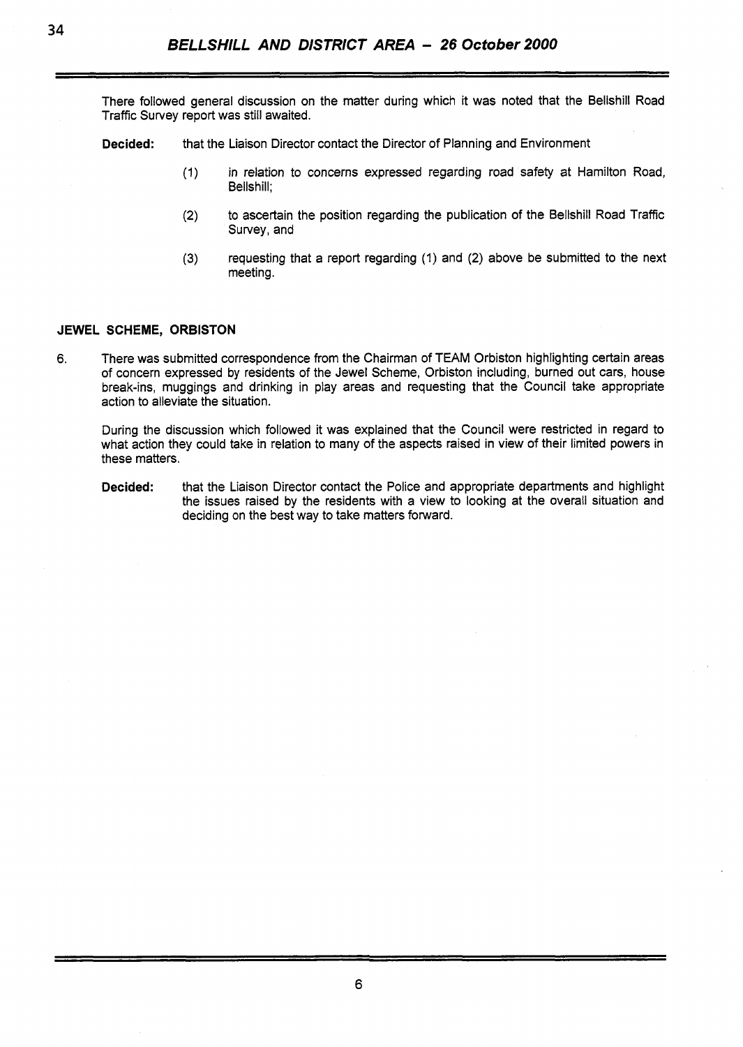There followed general discussion on the matter during which it was noted that the Bellshill Road Traffic Survey report was still awaited.

**Decided:** that the Liaison Director contact the Director of Planning and Environment

(1) in relation to concerns expressed regarding road safety at Hamilton Road, Bellshill;

(2) to ascertain the position regarding the publication of the Bellshill Road Traffic Survey, and

(3) requesting that a report regarding (1) and (2) above be submitted to the next meeting.

### JEWEL SCHEME, ORBISTON

6. There was submitted correspondence from the Chairman of TEAM Orbiston highlighting certain areas of concern expressed by residents of the Jewel Scheme, Orbiston including, burned out cars, house break-ins, muggings and drinking in play areas and requesting that the Council take appropriate action to alleviate the situation.

During the discussion which followed it was explained that the Council were restricted in regard to what action they could take in relation to many of the aspects raised in view of their limited powers in these matters.

**Decided:** that the Liaison Director contact the Police and appropriate departments and highlight the issues raised by the residents with a view to looking at the overall situation and deciding on the best way to take matters forward.